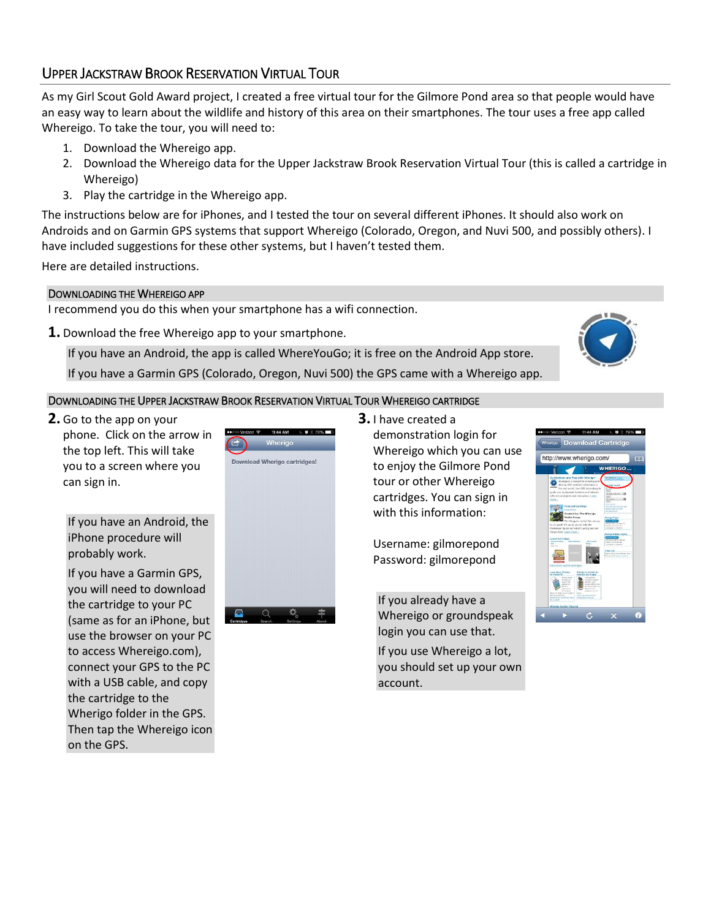## Upper Jackstraw Brook Reservation Virtual Tour

As my Girl Scout Gold Award project, I created a free virtual tour for the Gilmore Pond area so that people would have an easy way to learn about the wildlife and history of this area on their smartphones. The tour uses a free app called Whereigo. To take the tour, you will need to:

1. Download the Whereigo app.
2. Download the Whereigo data for the Upper Jackstraw Brook Reservation Virtual Tour (this is called a cartridge in Whereigo)
3. Play the cartridge in the Whereigo app.

The instructions below are for iPhones, and I tested the tour on several different iPhones. It should also work on Androids and on Garmin GPS systems that support Whereigo (Colorado, Oregon, and Nuvi 500, and possibly others). I have included suggestions for these other systems, but I haven't tested them.

Here are detailed instructions.

### Downloading the Whereigo App

I recommend you do this when your smartphone has a wifi connection.

**1.** Download the free Whereigo app to your smartphone.

If you have an Android, the app is called WhereYouGo; it is free on the Android App store.

If you have a Garmin GPS (Colorado, Oregon, Nuvi 500) the GPS came with a Whereigo app.

### Downloading the Upper Jackstraw Brook Reservation Virtual Tour Whereigo Cartridge

**2.** Go to the app on your phone. Click on the arrow in the top left. This will take you to a screen where you can sign in.

If you have an Android, the iPhone procedure will probably work.

If you have a Garmin GPS, you will need to download the cartridge to your PC (same as for an iPhone, but use the browser on your PC to access Whereigo.com), connect your GPS to the PC with a USB cable, and copy the cartridge to the Wherigo folder in the GPS. Then tap the Whereigo icon on the GPS.

**3.** I have created a demonstration login for Whereigo which you can use to enjoy the Gilmore Pond tour or other Whereigo cartridges. You can sign in with this information:

Username: gilmorepond
Password: gilmorepond

If you already have a Whereigo or groundspeak login you can use that.

If you use Whereigo a lot, you should set up your own account.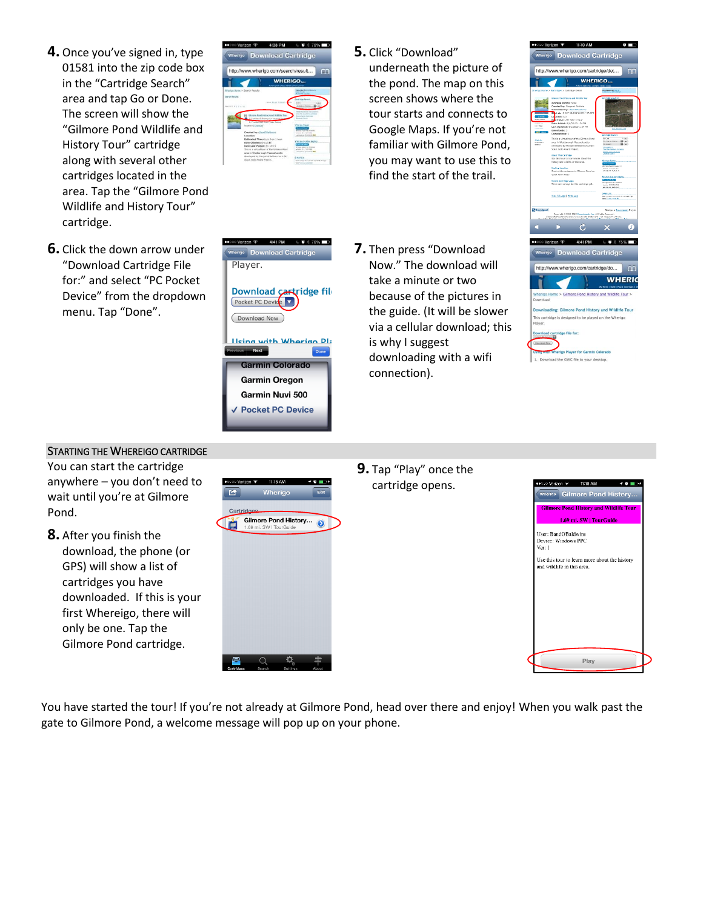4. Once you've signed in, type 01581 into the zip code box in the "Cartridge Search" area and tap Go or Done. The screen will show the "Gilmore Pond Wildlife and History Tour" cartridge along with several other cartridges located in the area. Tap the "Gilmore Pond Wildlife and History Tour" cartridge.

5. Click "Download" underneath the picture of the pond. The map on this screen shows where the tour starts and connects to Google Maps. If you're not familiar with Gilmore Pond, you may want to use this to find the start of the trail.

6. Click the down arrow under "Download Cartridge File for:" and select "PC Pocket Device" from the dropdown menu. Tap "Done".

7. Then press "Download Now." The download will take a minute or two because of the pictures in the guide. (It will be slower via a cellular download; this is why I suggest downloading with a wifi connection).

## Starting the Whereigo Cartridge

You can start the cartridge anywhere – you don't need to wait until you're at Gilmore Pond.

8. After you finish the download, the phone (or GPS) will show a list of cartridges you have downloaded. If this is your first Whereigo, there will only be one. Tap the Gilmore Pond cartridge.

9. Tap "Play" once the cartridge opens.

You have started the tour! If you're not already at Gilmore Pond, head over there and enjoy! When you walk past the gate to Gilmore Pond, a welcome message will pop up on your phone.